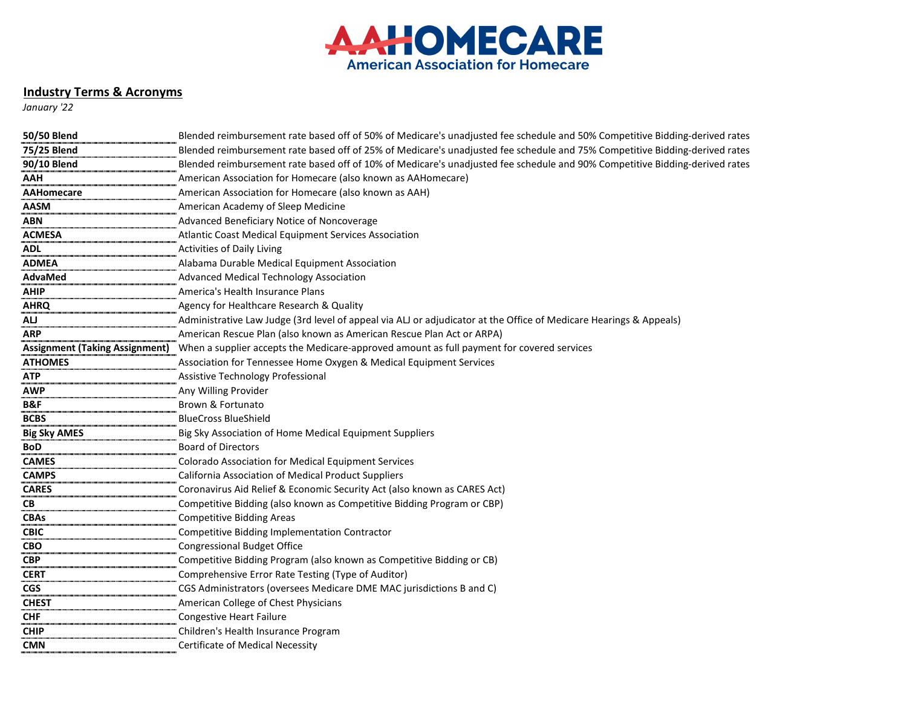# AAHOMECARE
American Association for Homecare

## Industry Terms & Acronyms

*January '22*

| Term | Definition |
|---|---|
| **50/50 Blend** | Blended reimbursement rate based off of 50% of Medicare's unadjusted fee schedule and 50% Competitive Bidding-derived rates |
| **75/25 Blend** | Blended reimbursement rate based off of 25% of Medicare's unadjusted fee schedule and 75% Competitive Bidding-derived rates |
| **90/10 Blend** | Blended reimbursement rate based off of 10% of Medicare's unadjusted fee schedule and 90% Competitive Bidding-derived rates |
| **AAH** | American Association for Homecare (also known as AAHomecare) |
| **AAHomecare** | American Association for Homecare (also known as AAH) |
| **AASM** | American Academy of Sleep Medicine |
| **ABN** | Advanced Beneficiary Notice of Noncoverage |
| **ACMESA** | Atlantic Coast Medical Equipment Services Association |
| **ADL** | Activities of Daily Living |
| **ADMEA** | Alabama Durable Medical Equipment Association |
| **AdvaMed** | Advanced Medical Technology Association |
| **AHIP** | America's Health Insurance Plans |
| **AHRQ** | Agency for Healthcare Research & Quality |
| **ALJ** | Administrative Law Judge (3rd level of appeal via ALJ or adjudicator at the Office of Medicare Hearings & Appeals) |
| **ARP** | American Rescue Plan (also known as American Rescue Plan Act or ARPA) |
| **Assignment (Taking Assignment)** | When a supplier accepts the Medicare-approved amount as full payment for covered services |
| **ATHOMES** | Association for Tennessee Home Oxygen & Medical Equipment Services |
| **ATP** | Assistive Technology Professional |
| **AWP** | Any Willing Provider |
| **B&F** | Brown & Fortunato |
| **BCBS** | BlueCross BlueShield |
| **Big Sky AMES** | Big Sky Association of Home Medical Equipment Suppliers |
| **BoD** | Board of Directors |
| **CAMES** | Colorado Association for Medical Equipment Services |
| **CAMPS** | California Association of Medical Product Suppliers |
| **CARES** | Coronavirus Aid Relief & Economic Security Act (also known as CARES Act) |
| **CB** | Competitive Bidding (also known as Competitive Bidding Program or CBP) |
| **CBAs** | Competitive Bidding Areas |
| **CBIC** | Competitive Bidding Implementation Contractor |
| **CBO** | Congressional Budget Office |
| **CBP** | Competitive Bidding Program (also known as Competitive Bidding or CB) |
| **CERT** | Comprehensive Error Rate Testing (Type of Auditor) |
| **CGS** | CGS Administrators (oversees Medicare DME MAC jurisdictions B and C) |
| **CHEST** | American College of Chest Physicians |
| **CHF** | Congestive Heart Failure |
| **CHIP** | Children's Health Insurance Program |
| **CMN** | Certificate of Medical Necessity |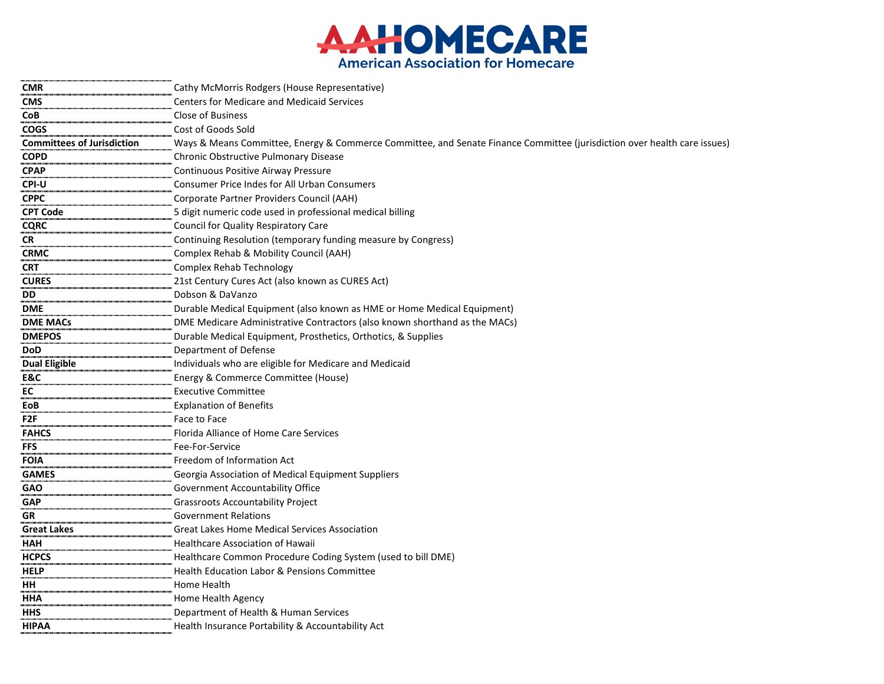| | |
|---|---|
| **CMR** | Cathy McMorris Rodgers (House Representative) |
| **CMS** | Centers for Medicare and Medicaid Services |
| **CoB** | Close of Business |
| **COGS** | Cost of Goods Sold |
| **Committees of Jurisdiction** | Ways & Means Committee, Energy & Commerce Committee, and Senate Finance Committee (jurisdiction over health care issues) |
| **COPD** | Chronic Obstructive Pulmonary Disease |
| **CPAP** | Continuous Positive Airway Pressure |
| **CPI-U** | Consumer Price Indes for All Urban Consumers |
| **CPPC** | Corporate Partner Providers Council (AAH) |
| **CPT Code** | 5 digit numeric code used in professional medical billing |
| **CQRC** | Council for Quality Respiratory Care |
| **CR** | Continuing Resolution (temporary funding measure by Congress) |
| **CRMC** | Complex Rehab & Mobility Council (AAH) |
| **CRT** | Complex Rehab Technology |
| **CURES** | 21st Century Cures Act (also known as CURES Act) |
| **DD** | Dobson & DaVanzo |
| **DME** | Durable Medical Equipment (also known as HME or Home Medical Equipment) |
| **DME MACs** | DME Medicare Administrative Contractors (also known shorthand as the MACs) |
| **DMEPOS** | Durable Medical Equipment, Prosthetics, Orthotics, & Supplies |
| **DoD** | Department of Defense |
| **Dual Eligible** | Individuals who are eligible for Medicare and Medicaid |
| **E&C** | Energy & Commerce Committee (House) |
| **EC** | Executive Committee |
| **EoB** | Explanation of Benefits |
| **F2F** | Face to Face |
| **FAHCS** | Florida Alliance of Home Care Services |
| **FFS** | Fee-For-Service |
| **FOIA** | Freedom of Information Act |
| **GAMES** | Georgia Association of Medical Equipment Suppliers |
| **GAO** | Government Accountability Office |
| **GAP** | Grassroots Accountability Project |
| **GR** | Government Relations |
| **Great Lakes** | Great Lakes Home Medical Services Association |
| **HAH** | Healthcare Association of Hawaii |
| **HCPCS** | Healthcare Common Procedure Coding System (used to bill DME) |
| **HELP** | Health Education Labor & Pensions Committee |
| **HH** | Home Health |
| **HHA** | Home Health Agency |
| **HHS** | Department of Health & Human Services |
| **HIPAA** | Health Insurance Portability & Accountability Act |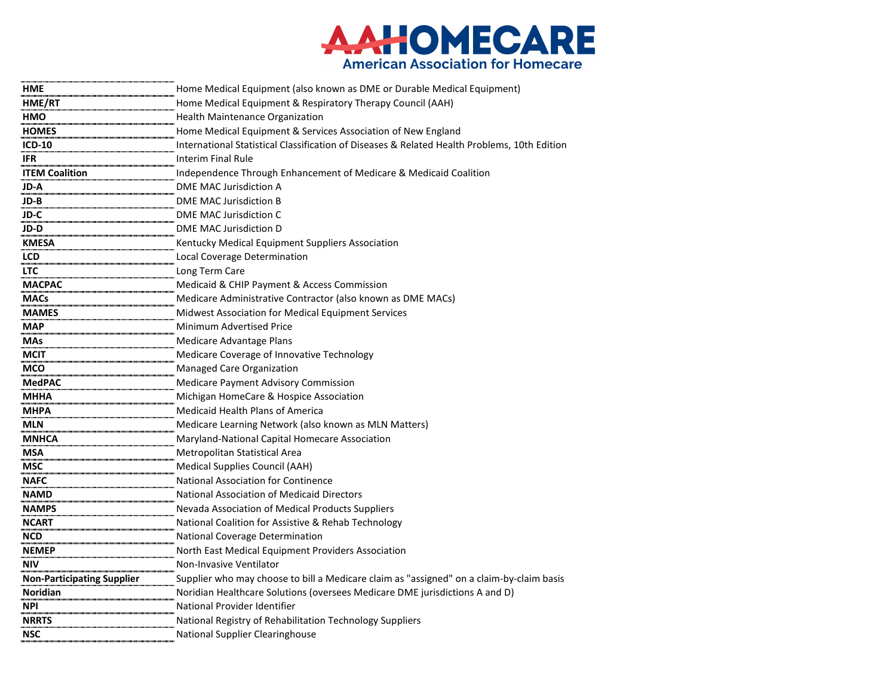| | |
|---|---|
| **HME** | Home Medical Equipment (also known as DME or Durable Medical Equipment) |
| **HME/RT** | Home Medical Equipment & Respiratory Therapy Council (AAH) |
| **HMO** | Health Maintenance Organization |
| **HOMES** | Home Medical Equipment & Services Association of New England |
| **ICD-10** | International Statistical Classification of Diseases & Related Health Problems, 10th Edition |
| **IFR** | Interim Final Rule |
| **ITEM Coalition** | Independence Through Enhancement of Medicare & Medicaid Coalition |
| **JD-A** | DME MAC Jurisdiction A |
| **JD-B** | DME MAC Jurisdiction B |
| **JD-C** | DME MAC Jurisdiction C |
| **JD-D** | DME MAC Jurisdiction D |
| **KMESA** | Kentucky Medical Equipment Suppliers Association |
| **LCD** | Local Coverage Determination |
| **LTC** | Long Term Care |
| **MACPAC** | Medicaid & CHIP Payment & Access Commission |
| **MACs** | Medicare Administrative Contractor (also known as DME MACs) |
| **MAMES** | Midwest Association for Medical Equipment Services |
| **MAP** | Minimum Advertised Price |
| **MAs** | Medicare Advantage Plans |
| **MCIT** | Medicare Coverage of Innovative Technology |
| **MCO** | Managed Care Organization |
| **MedPAC** | Medicare Payment Advisory Commission |
| **MHHA** | Michigan HomeCare & Hospice Association |
| **MHPA** | Medicaid Health Plans of America |
| **MLN** | Medicare Learning Network (also known as MLN Matters) |
| **MNHCA** | Maryland-National Capital Homecare Association |
| **MSA** | Metropolitan Statistical Area |
| **MSC** | Medical Supplies Council (AAH) |
| **NAFC** | National Association for Continence |
| **NAMD** | National Association of Medicaid Directors |
| **NAMPS** | Nevada Association of Medical Products Suppliers |
| **NCART** | National Coalition for Assistive & Rehab Technology |
| **NCD** | National Coverage Determination |
| **NEMEP** | North East Medical Equipment Providers Association |
| **NIV** | Non-Invasive Ventilator |
| **Non-Participating Supplier** | Supplier who may choose to bill a Medicare claim as "assigned" on a claim-by-claim basis |
| **Noridian** | Noridian Healthcare Solutions (oversees Medicare DME jurisdictions A and D) |
| **NPI** | National Provider Identifier |
| **NRRTS** | National Registry of Rehabilitation Technology Suppliers |
| **NSC** | National Supplier Clearinghouse |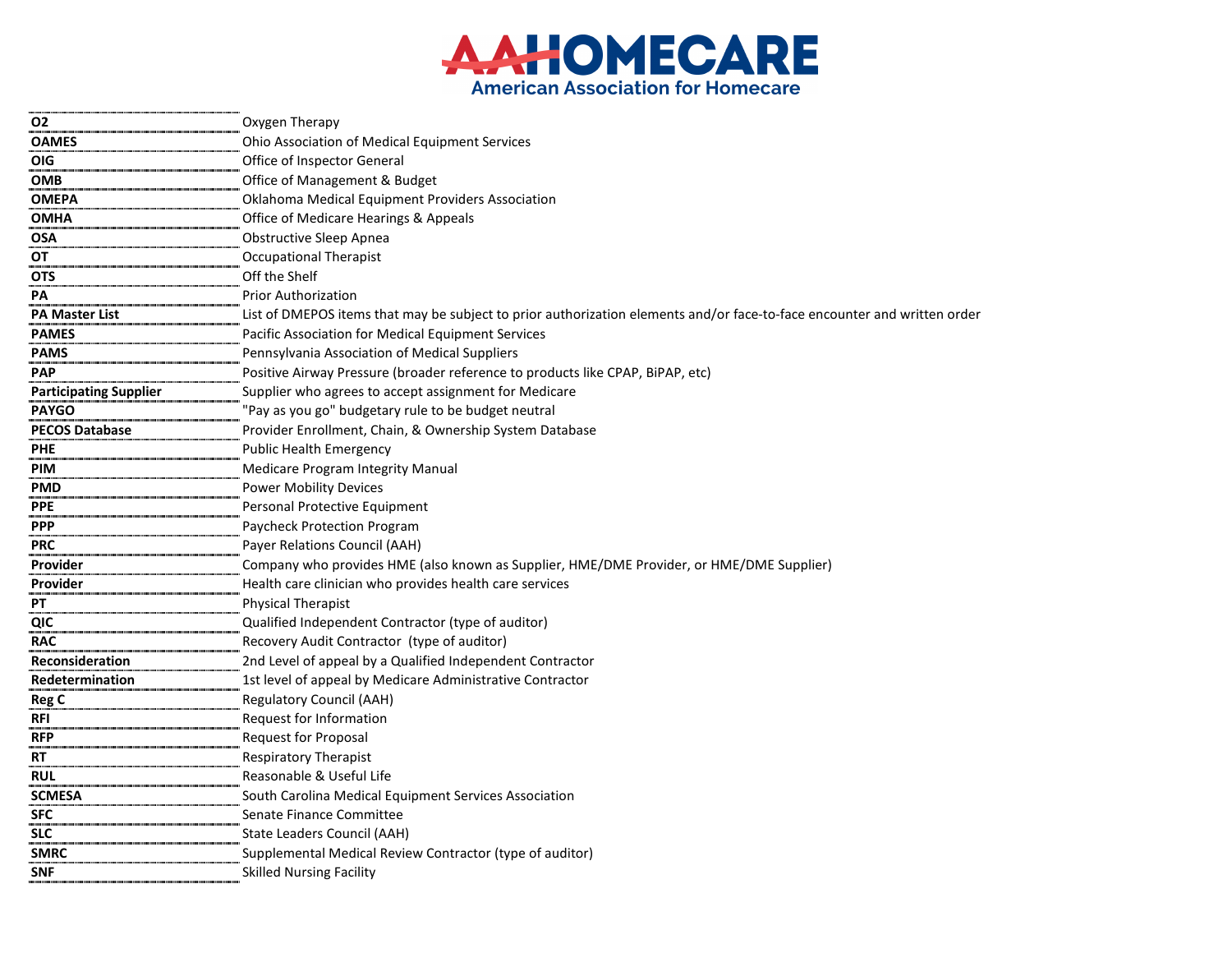| | |
|---|---|
| **O2** | Oxygen Therapy |
| **OAMES** | Ohio Association of Medical Equipment Services |
| **OIG** | Office of Inspector General |
| **OMB** | Office of Management & Budget |
| **OMEPA** | Oklahoma Medical Equipment Providers Association |
| **OMHA** | Office of Medicare Hearings & Appeals |
| **OSA** | Obstructive Sleep Apnea |
| **OT** | Occupational Therapist |
| **OTS** | Off the Shelf |
| **PA** | Prior Authorization |
| **PA Master List** | List of DMEPOS items that may be subject to prior authorization elements and/or face-to-face encounter and written order |
| **PAMES** | Pacific Association for Medical Equipment Services |
| **PAMS** | Pennsylvania Association of Medical Suppliers |
| **PAP** | Positive Airway Pressure (broader reference to products like CPAP, BiPAP, etc) |
| **Participating Supplier** | Supplier who agrees to accept assignment for Medicare |
| **PAYGO** | "Pay as you go" budgetary rule to be budget neutral |
| **PECOS Database** | Provider Enrollment, Chain, & Ownership System Database |
| **PHE** | Public Health Emergency |
| **PIM** | Medicare Program Integrity Manual |
| **PMD** | Power Mobility Devices |
| **PPE** | Personal Protective Equipment |
| **PPP** | Paycheck Protection Program |
| **PRC** | Payer Relations Council (AAH) |
| **Provider** | Company who provides HME (also known as Supplier, HME/DME Provider, or HME/DME Supplier) |
| **Provider** | Health care clinician who provides health care services |
| **PT** | Physical Therapist |
| **QIC** | Qualified Independent Contractor (type of auditor) |
| **RAC** | Recovery Audit Contractor (type of auditor) |
| **Reconsideration** | 2nd Level of appeal by a Qualified Independent Contractor |
| **Redetermination** | 1st level of appeal by Medicare Administrative Contractor |
| **Reg C** | Regulatory Council (AAH) |
| **RFI** | Request for Information |
| **RFP** | Request for Proposal |
| **RT** | Respiratory Therapist |
| **RUL** | Reasonable & Useful Life |
| **SCMESA** | South Carolina Medical Equipment Services Association |
| **SFC** | Senate Finance Committee |
| **SLC** | State Leaders Council (AAH) |
| **SMRC** | Supplemental Medical Review Contractor (type of auditor) |
| **SNF** | Skilled Nursing Facility |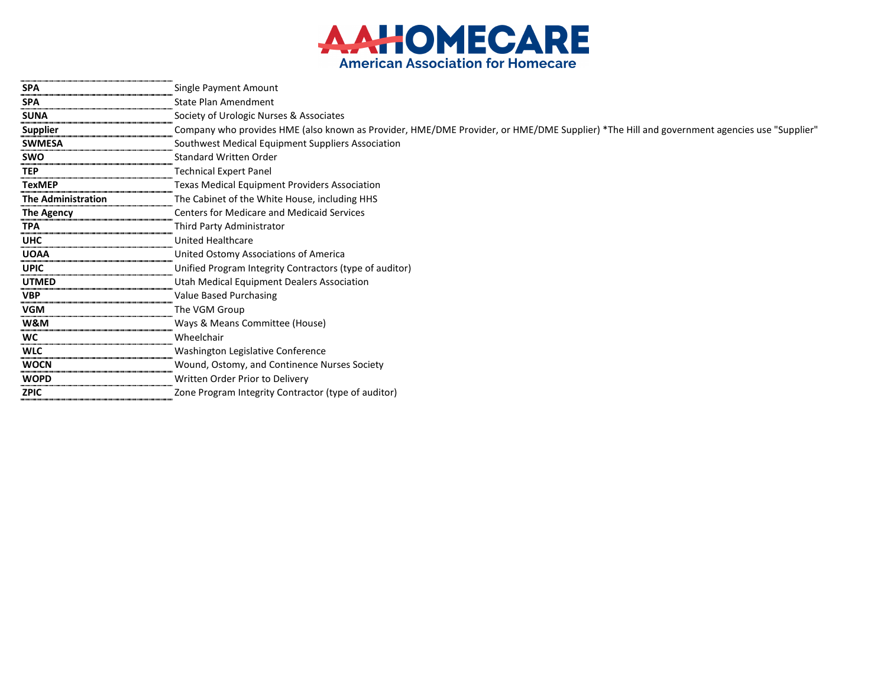| | |
|---|---|
| **SPA** | Single Payment Amount |
| **SPA** | State Plan Amendment |
| **SUNA** | Society of Urologic Nurses & Associates |
| **Supplier** | Company who provides HME (also known as Provider, HME/DME Provider, or HME/DME Supplier) *The Hill and government agencies use "Supplier" |
| **SWMESA** | Southwest Medical Equipment Suppliers Association |
| **SWO** | Standard Written Order |
| **TEP** | Technical Expert Panel |
| **TexMEP** | Texas Medical Equipment Providers Association |
| **The Administration** | The Cabinet of the White House, including HHS |
| **The Agency** | Centers for Medicare and Medicaid Services |
| **TPA** | Third Party Administrator |
| **UHC** | United Healthcare |
| **UOAA** | United Ostomy Associations of America |
| **UPIC** | Unified Program Integrity Contractors (type of auditor) |
| **UTMED** | Utah Medical Equipment Dealers Association |
| **VBP** | Value Based Purchasing |
| **VGM** | The VGM Group |
| **W&M** | Ways & Means Committee (House) |
| **WC** | Wheelchair |
| **WLC** | Washington Legislative Conference |
| **WOCN** | Wound, Ostomy, and Continence Nurses Society |
| **WOPD** | Written Order Prior to Delivery |
| **ZPIC** | Zone Program Integrity Contractor (type of auditor) |